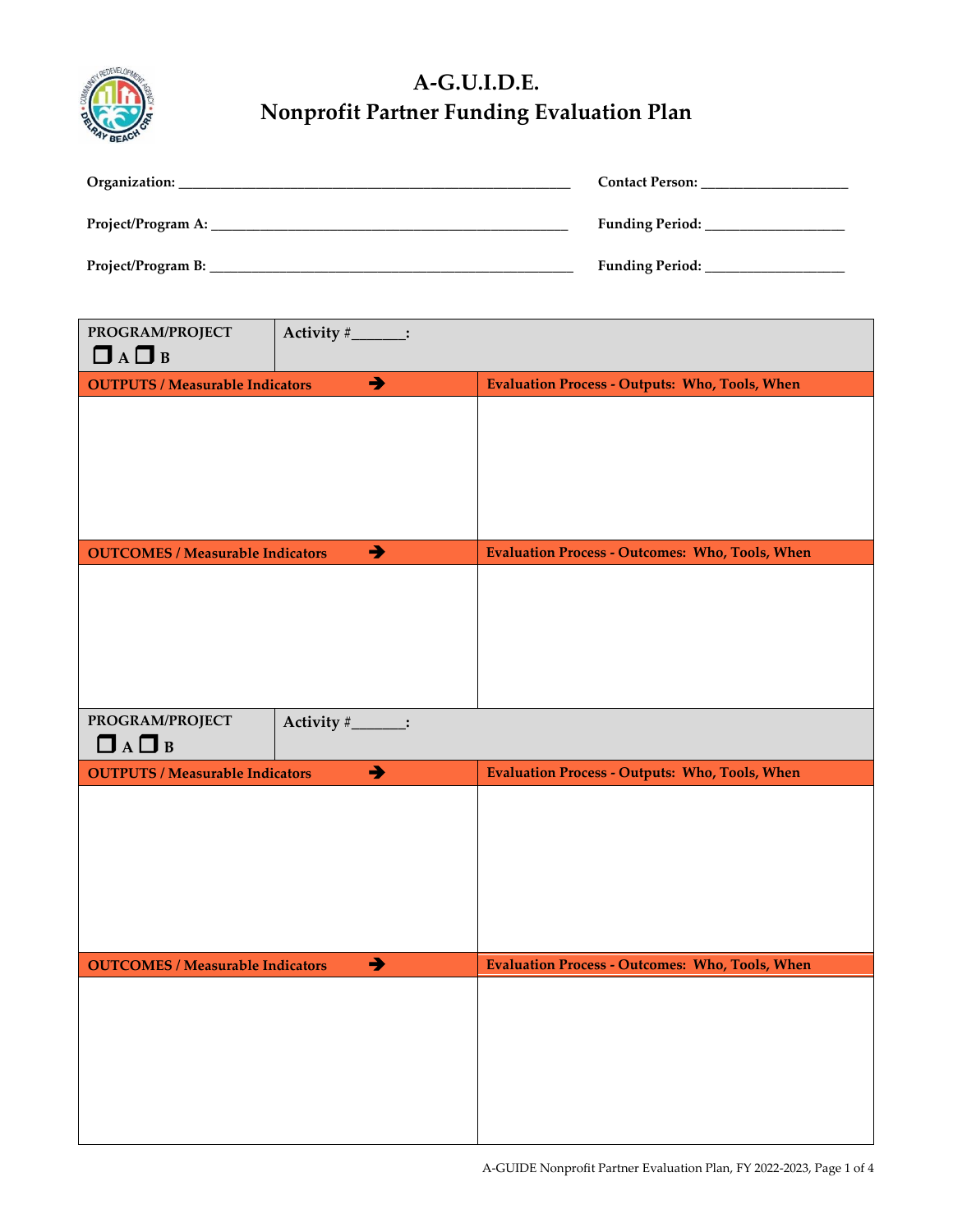# A-G.U.I.D.E.
# Nonprofit Partner Funding Evaluation Plan

**Organization:** ______________________________________________________ **Contact Person:** ____________________

**Project/Program A:** __________________________________________________ **Funding Period:** ___________________

**Project/Program B:** __________________________________________________ **Funding Period:** ___________________

| **PROGRAM/PROJECT** ☐ A ☐ B | **Activity #_______:** |
|---|---|
| **OUTPUTS / Measurable Indicators** ➔ | **Evaluation Process - Outputs: Who, Tools, When** |
| | |
| **OUTCOMES / Measurable Indicators** ➔ | **Evaluation Process - Outcomes: Who, Tools, When** |
| | |

| **PROGRAM/PROJECT** ☐ A ☐ B | **Activity #_______:** |
|---|---|
| **OUTPUTS / Measurable Indicators** ➔ | **Evaluation Process - Outputs: Who, Tools, When** |
| | |
| **OUTCOMES / Measurable Indicators** ➔ | **Evaluation Process - Outcomes: Who, Tools, When** |
| | |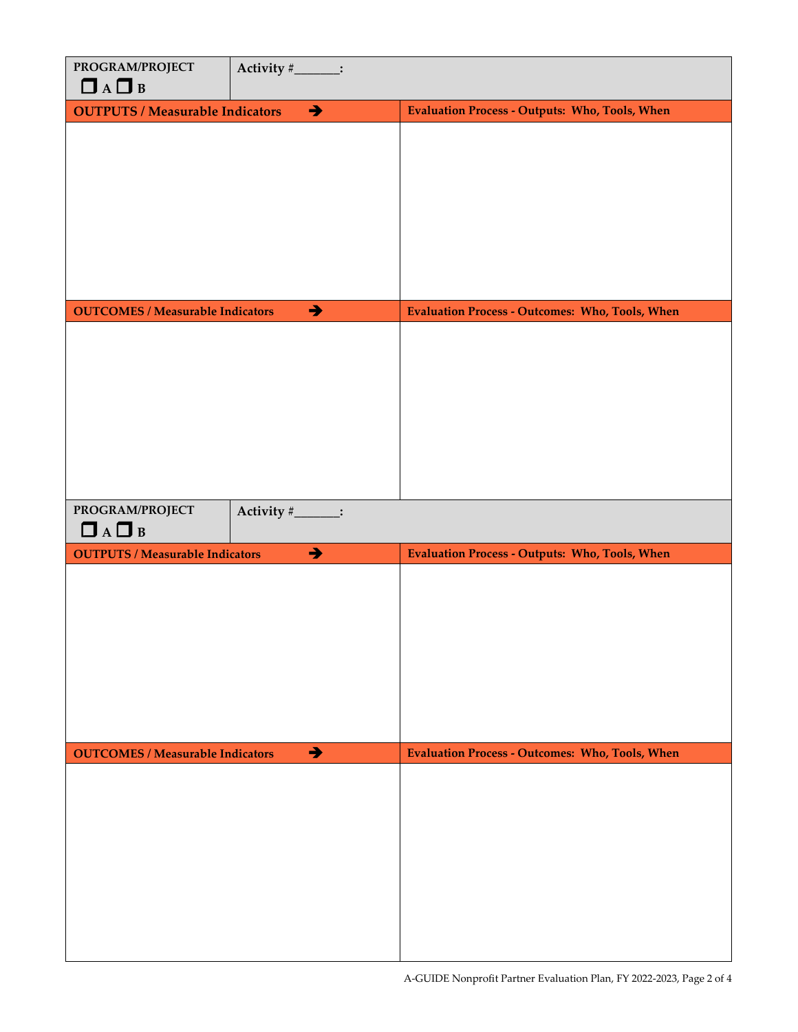| PROGRAM/PROJECT ❐ A ❐ B | Activity #_______: |
|---|---|
| **OUTPUTS / Measurable Indicators ➔** | **Evaluation Process - Outputs: Who, Tools, When** |
| | |
| **OUTCOMES / Measurable Indicators ➔** | **Evaluation Process - Outcomes: Who, Tools, When** |
| | |

| PROGRAM/PROJECT ❐ A ❐ B | Activity #_______: |
|---|---|
| **OUTPUTS / Measurable Indicators ➔** | **Evaluation Process - Outputs: Who, Tools, When** |
| | |
| **OUTCOMES / Measurable Indicators ➔** | **Evaluation Process - Outcomes: Who, Tools, When** |
| | |

A-GUIDE Nonprofit Partner Evaluation Plan, FY 2022-2023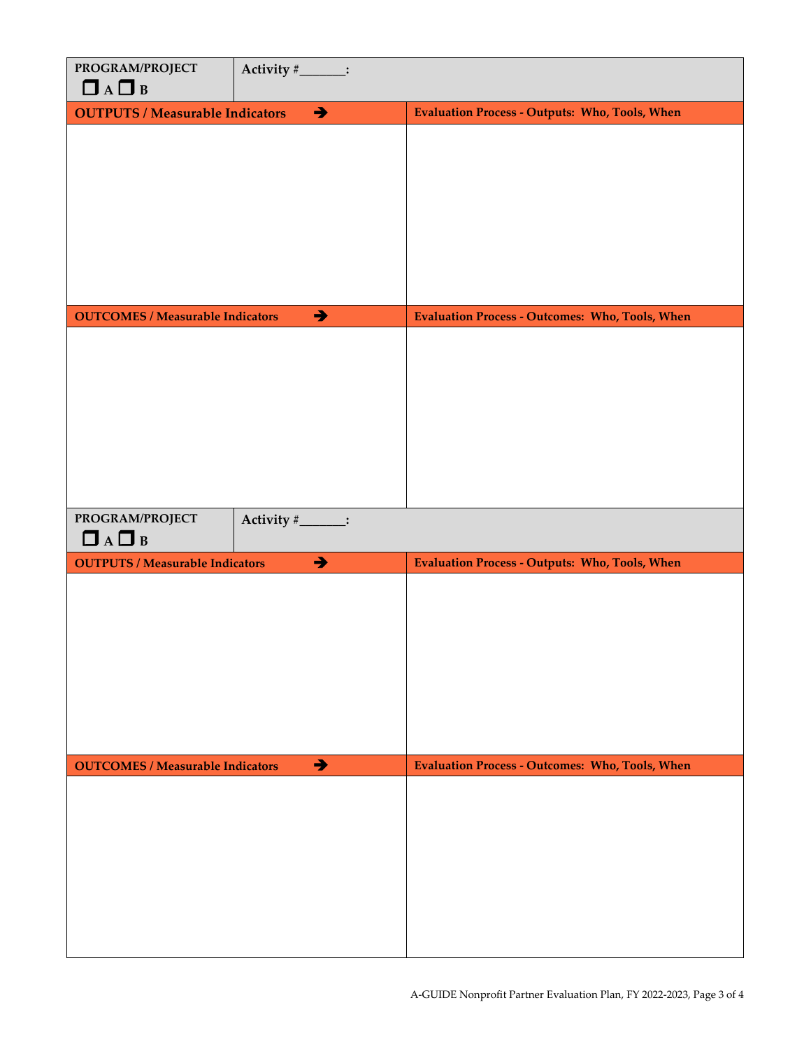| PROGRAM/PROJECT ☐ A ☐ B | Activity #_______: |
|---|---|
| **OUTPUTS / Measurable Indicators** ➔ | **Evaluation Process - Outputs: Who, Tools, When** |
| | |
| **OUTCOMES / Measurable Indicators** ➔ | **Evaluation Process - Outcomes: Who, Tools, When** |
| | |

| PROGRAM/PROJECT ☐ A ☐ B | Activity #_______: |
|---|---|
| **OUTPUTS / Measurable Indicators** ➔ | **Evaluation Process - Outputs: Who, Tools, When** |
| | |
| **OUTCOMES / Measurable Indicators** ➔ | **Evaluation Process - Outcomes: Who, Tools, When** |
| | |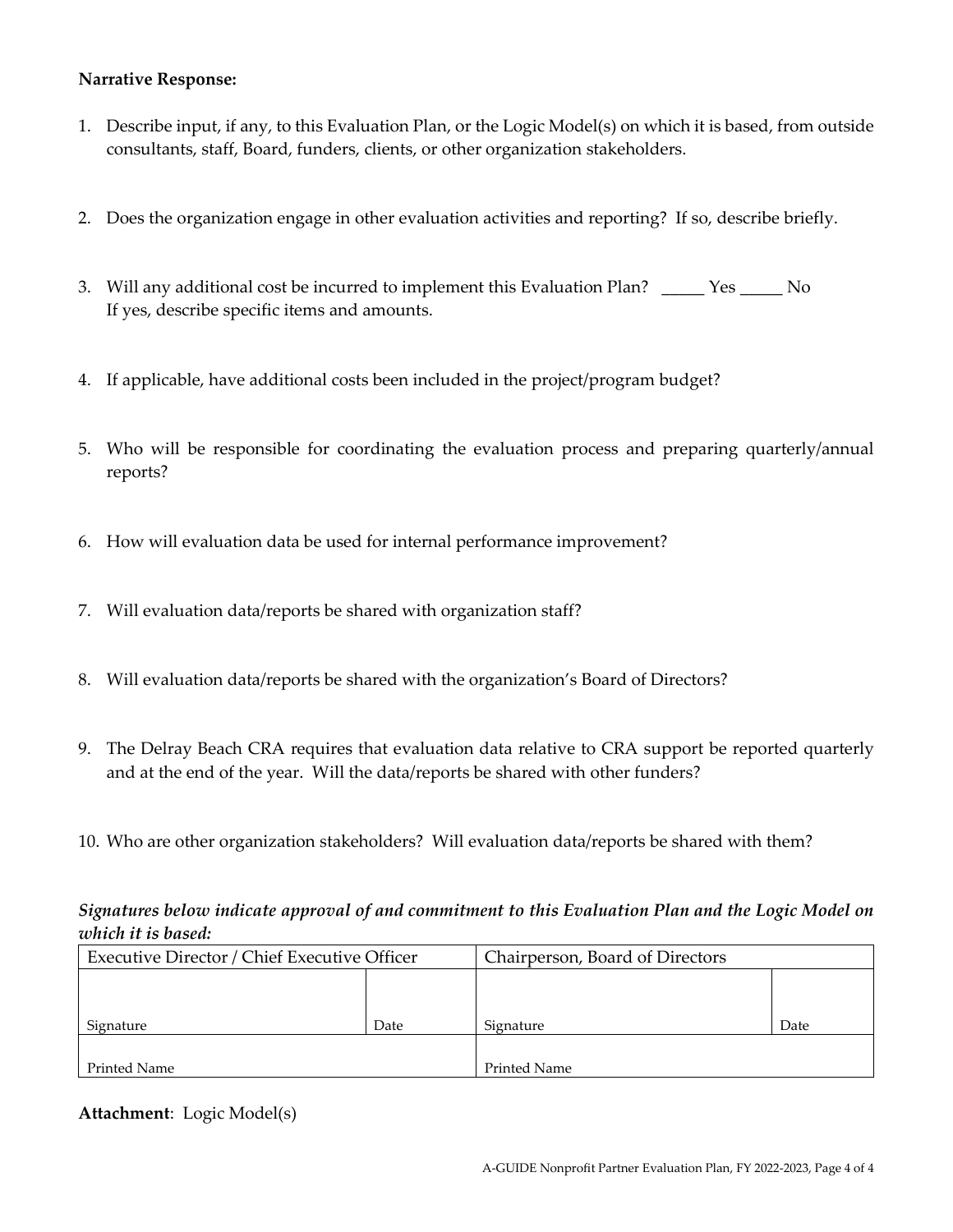**Narrative Response:**

1. Describe input, if any, to this Evaluation Plan, or the Logic Model(s) on which it is based, from outside consultants, staff, Board, funders, clients, or other organization stakeholders.

2. Does the organization engage in other evaluation activities and reporting? If so, describe briefly.

3. Will any additional cost be incurred to implement this Evaluation Plan? _____ Yes _____ No
   If yes, describe specific items and amounts.

4. If applicable, have additional costs been included in the project/program budget?

5. Who will be responsible for coordinating the evaluation process and preparing quarterly/annual reports?

6. How will evaluation data be used for internal performance improvement?

7. Will evaluation data/reports be shared with organization staff?

8. Will evaluation data/reports be shared with the organization's Board of Directors?

9. The Delray Beach CRA requires that evaluation data relative to CRA support be reported quarterly and at the end of the year. Will the data/reports be shared with other funders?

10. Who are other organization stakeholders? Will evaluation data/reports be shared with them?

***Signatures below indicate approval of and commitment to this Evaluation Plan and the Logic Model on which it is based:***

| Executive Director / Chief Executive Officer | | Chairperson, Board of Directors | |
|---|---|---|---|
| Signature | Date | Signature | Date |
| Printed Name | | Printed Name | |

**Attachment**: Logic Model(s)